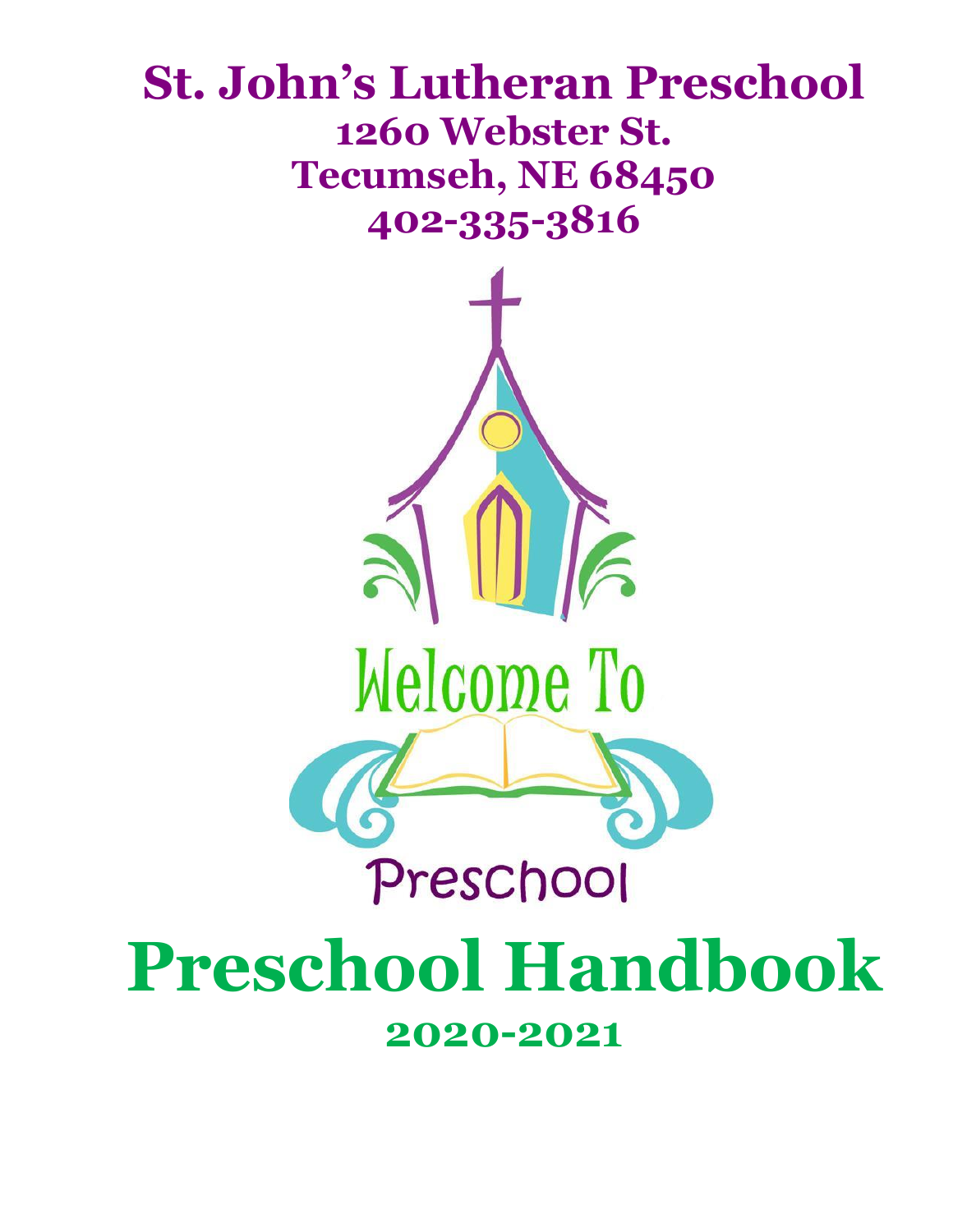# St. John's Lutheran Preschool

## 1260 Webster St.
## Tecumseh, NE 68450
## 402-335-3816

Welcome To

Preschool

# Preschool Handbook

## 2020-2021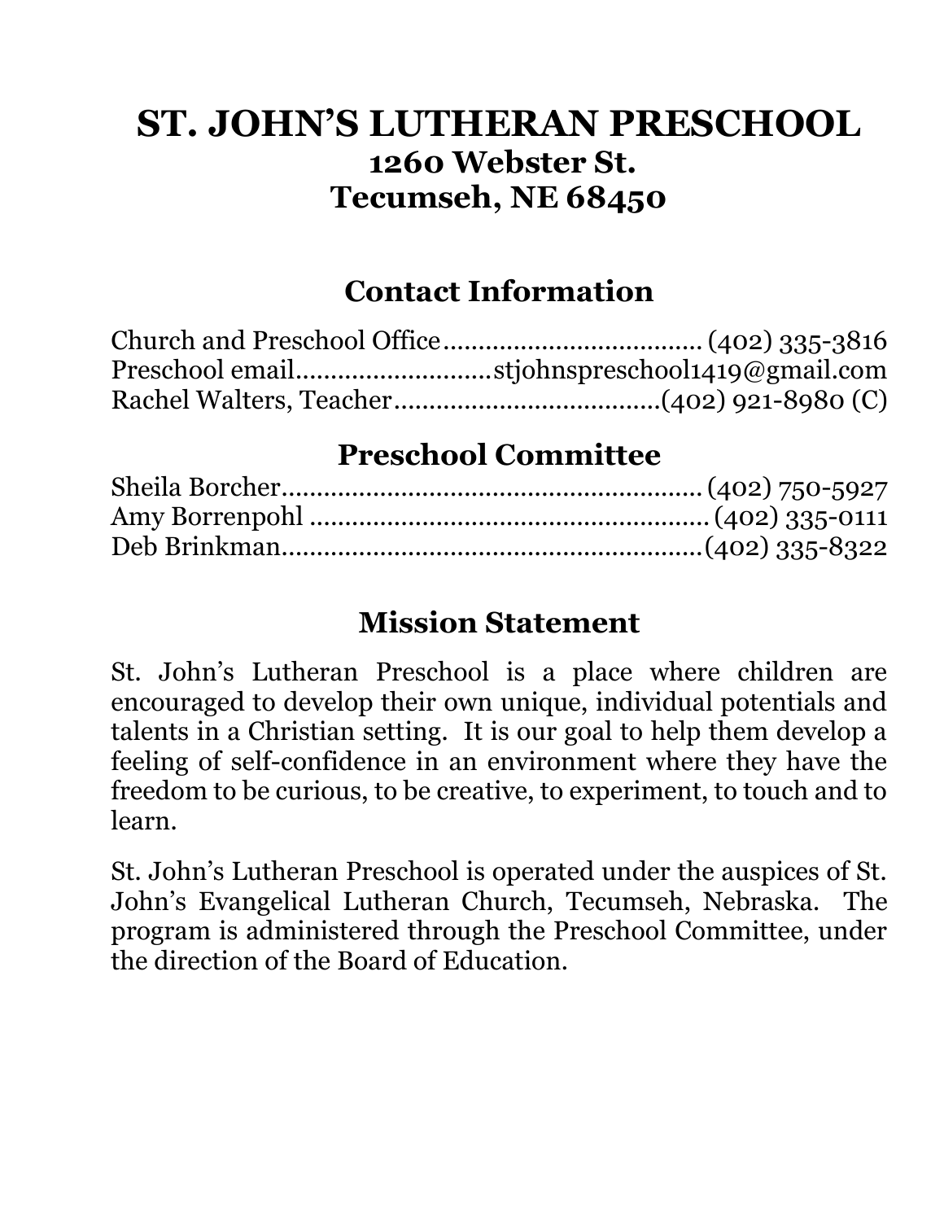# ST. JOHN'S LUTHERAN PRESCHOOL

**1260 Webster St.**
**Tecumseh, NE 68450**

## Contact Information

Church and Preschool Office.................................... (402) 335-3816
Preschool email...........................stjohnspreschool1419@gmail.com
Rachel Walters, Teacher......................................(402) 921-8980 (C)

## Preschool Committee

Sheila Borcher............................................................ (402) 750-5927
Amy Borrenpohl ......................................................... (402) 335-0111
Deb Brinkman............................................................(402) 335-8322

## Mission Statement

St. John's Lutheran Preschool is a place where children are encouraged to develop their own unique, individual potentials and talents in a Christian setting. It is our goal to help them develop a feeling of self-confidence in an environment where they have the freedom to be curious, to be creative, to experiment, to touch and to learn.

St. John's Lutheran Preschool is operated under the auspices of St. John's Evangelical Lutheran Church, Tecumseh, Nebraska. The program is administered through the Preschool Committee, under the direction of the Board of Education.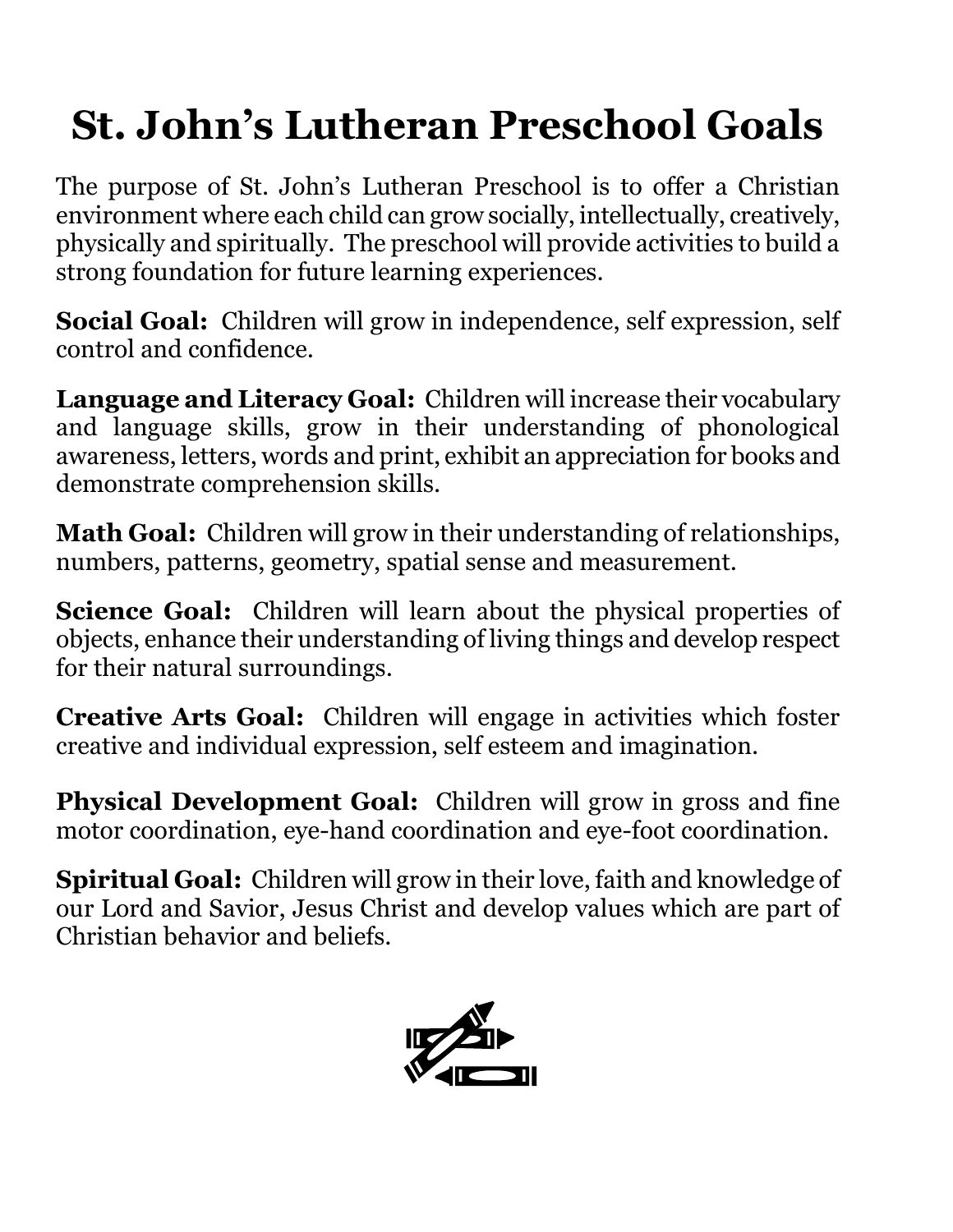# St. John's Lutheran Preschool Goals

The purpose of St. John's Lutheran Preschool is to offer a Christian environment where each child can grow socially, intellectually, creatively, physically and spiritually. The preschool will provide activities to build a strong foundation for future learning experiences.

**Social Goal:** Children will grow in independence, self expression, self control and confidence.

**Language and Literacy Goal:** Children will increase their vocabulary and language skills, grow in their understanding of phonological awareness, letters, words and print, exhibit an appreciation for books and demonstrate comprehension skills.

**Math Goal:** Children will grow in their understanding of relationships, numbers, patterns, geometry, spatial sense and measurement.

**Science Goal:** Children will learn about the physical properties of objects, enhance their understanding of living things and develop respect for their natural surroundings.

**Creative Arts Goal:** Children will engage in activities which foster creative and individual expression, self esteem and imagination.

**Physical Development Goal:** Children will grow in gross and fine motor coordination, eye-hand coordination and eye-foot coordination.

**Spiritual Goal:** Children will grow in their love, faith and knowledge of our Lord and Savior, Jesus Christ and develop values which are part of Christian behavior and beliefs.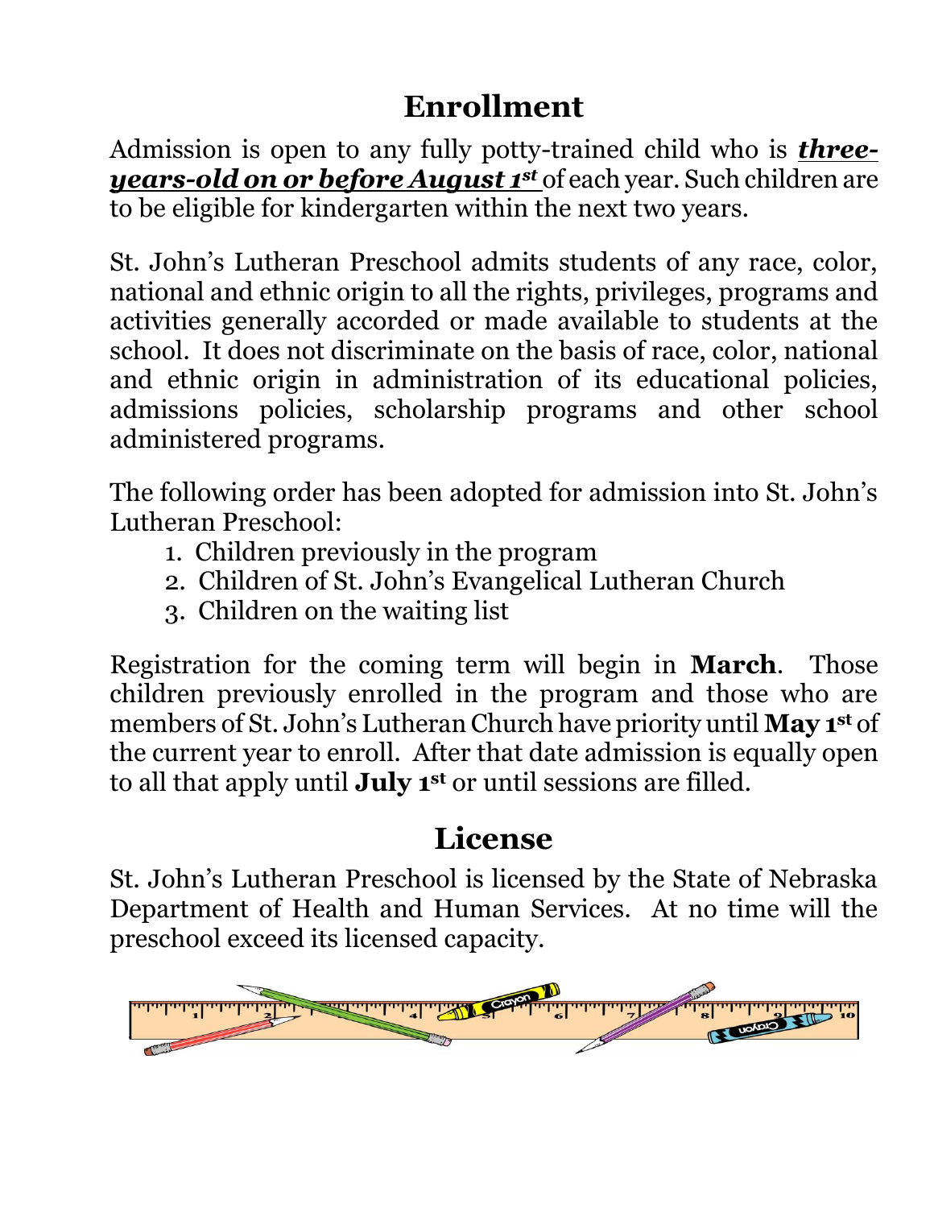# Enrollment

Admission is open to any fully potty-trained child who is ***three-years-old on or before August 1st*** of each year. Such children are to be eligible for kindergarten within the next two years.

St. John's Lutheran Preschool admits students of any race, color, national and ethnic origin to all the rights, privileges, programs and activities generally accorded or made available to students at the school. It does not discriminate on the basis of race, color, national and ethnic origin in administration of its educational policies, admissions policies, scholarship programs and other school administered programs.

The following order has been adopted for admission into St. John's Lutheran Preschool:

1. Children previously in the program
2. Children of St. John's Evangelical Lutheran Church
3. Children on the waiting list

Registration for the coming term will begin in **March**. Those children previously enrolled in the program and those who are members of St. John's Lutheran Church have priority until **May 1st** of the current year to enroll. After that date admission is equally open to all that apply until **July 1st** or until sessions are filled.

# License

St. John's Lutheran Preschool is licensed by the State of Nebraska Department of Health and Human Services. At no time will the preschool exceed its licensed capacity.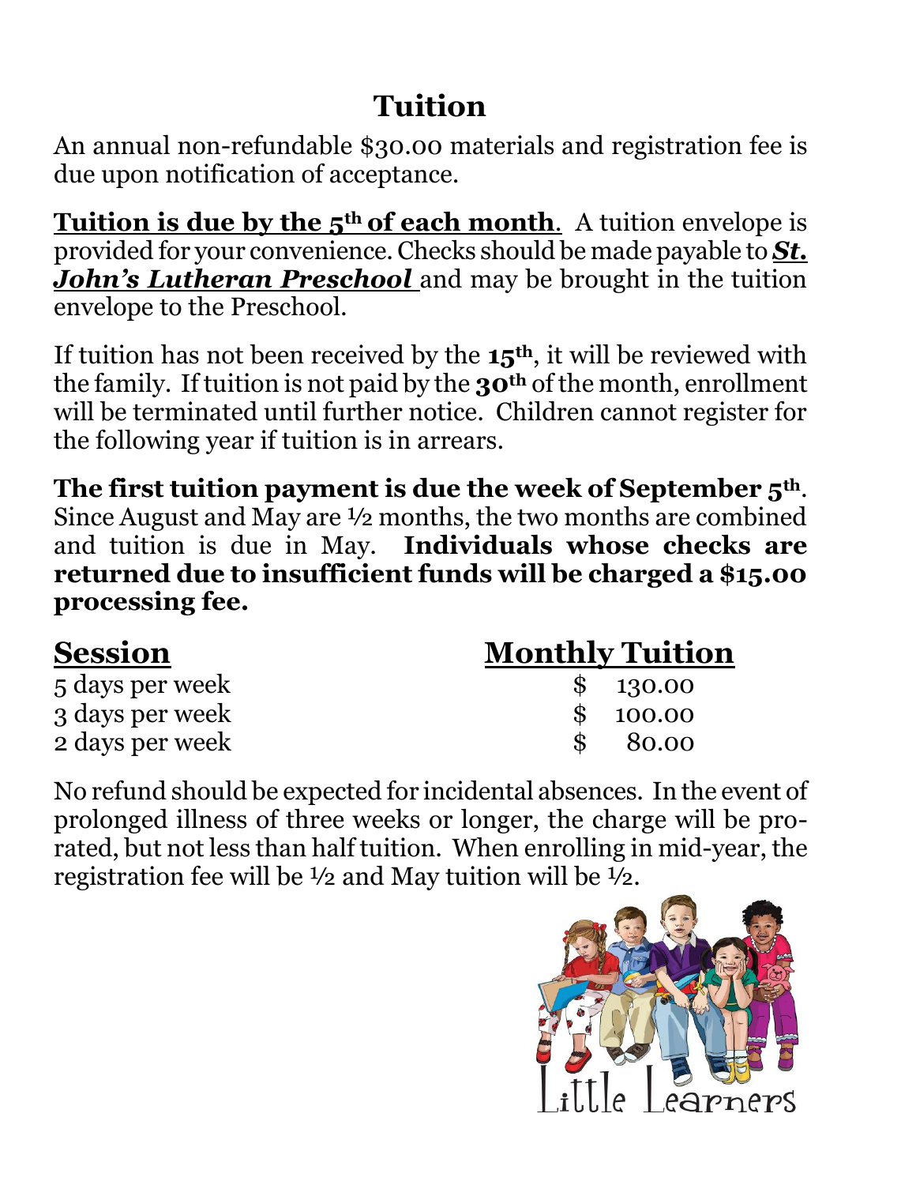# Tuition

An annual non-refundable $30.00 materials and registration fee is due upon notification of acceptance.

**Tuition is due by the 5th of each month**. A tuition envelope is provided for your convenience. Checks should be made payable to ***St. John's Lutheran Preschool*** and may be brought in the tuition envelope to the Preschool.

If tuition has not been received by the **15th**, it will be reviewed with the family. If tuition is not paid by the **30th** of the month, enrollment will be terminated until further notice. Children cannot register for the following year if tuition is in arrears.

**The first tuition payment is due the week of September 5th**. Since August and May are ½ months, the two months are combined and tuition is due in May. **Individuals whose checks are returned due to insufficient funds will be charged a $15.00 processing fee.**

| Session | Monthly Tuition |
|---|---|
| 5 days per week | $ 130.00 |
| 3 days per week | $ 100.00 |
| 2 days per week | $ 80.00 |

No refund should be expected for incidental absences. In the event of prolonged illness of three weeks or longer, the charge will be pro-rated, but not less than half tuition. When enrolling in mid-year, the registration fee will be ½ and May tuition will be ½.

Little Learners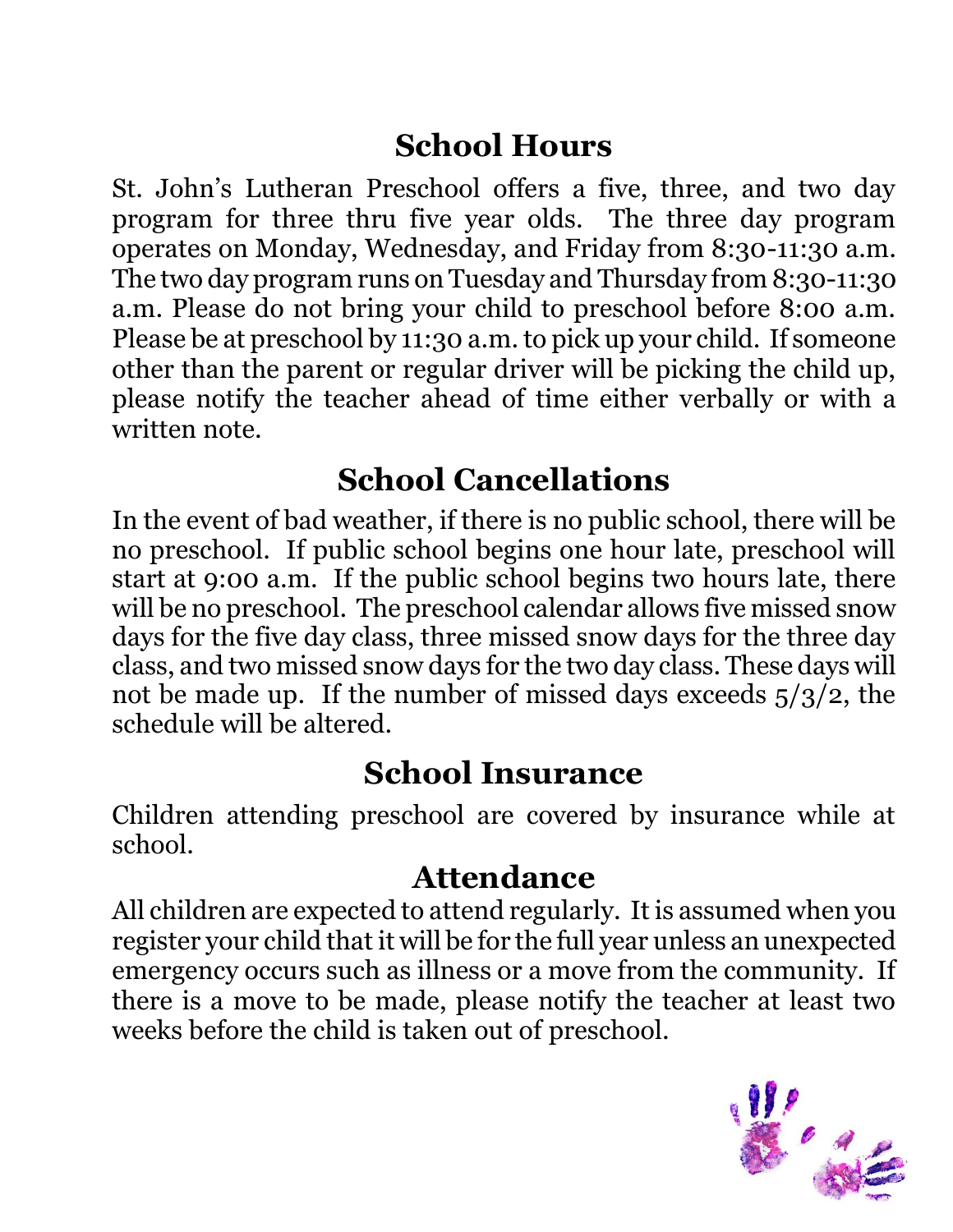## School Hours

St. John's Lutheran Preschool offers a five, three, and two day program for three thru five year olds. The three day program operates on Monday, Wednesday, and Friday from 8:30-11:30 a.m. The two day program runs on Tuesday and Thursday from 8:30-11:30 a.m. Please do not bring your child to preschool before 8:00 a.m. Please be at preschool by 11:30 a.m. to pick up your child. If someone other than the parent or regular driver will be picking the child up, please notify the teacher ahead of time either verbally or with a written note.

## School Cancellations

In the event of bad weather, if there is no public school, there will be no preschool. If public school begins one hour late, preschool will start at 9:00 a.m. If the public school begins two hours late, there will be no preschool. The preschool calendar allows five missed snow days for the five day class, three missed snow days for the three day class, and two missed snow days for the two day class. These days will not be made up. If the number of missed days exceeds 5/3/2, the schedule will be altered.

## School Insurance

Children attending preschool are covered by insurance while at school.

## Attendance

All children are expected to attend regularly. It is assumed when you register your child that it will be for the full year unless an unexpected emergency occurs such as illness or a move from the community. If there is a move to be made, please notify the teacher at least two weeks before the child is taken out of preschool.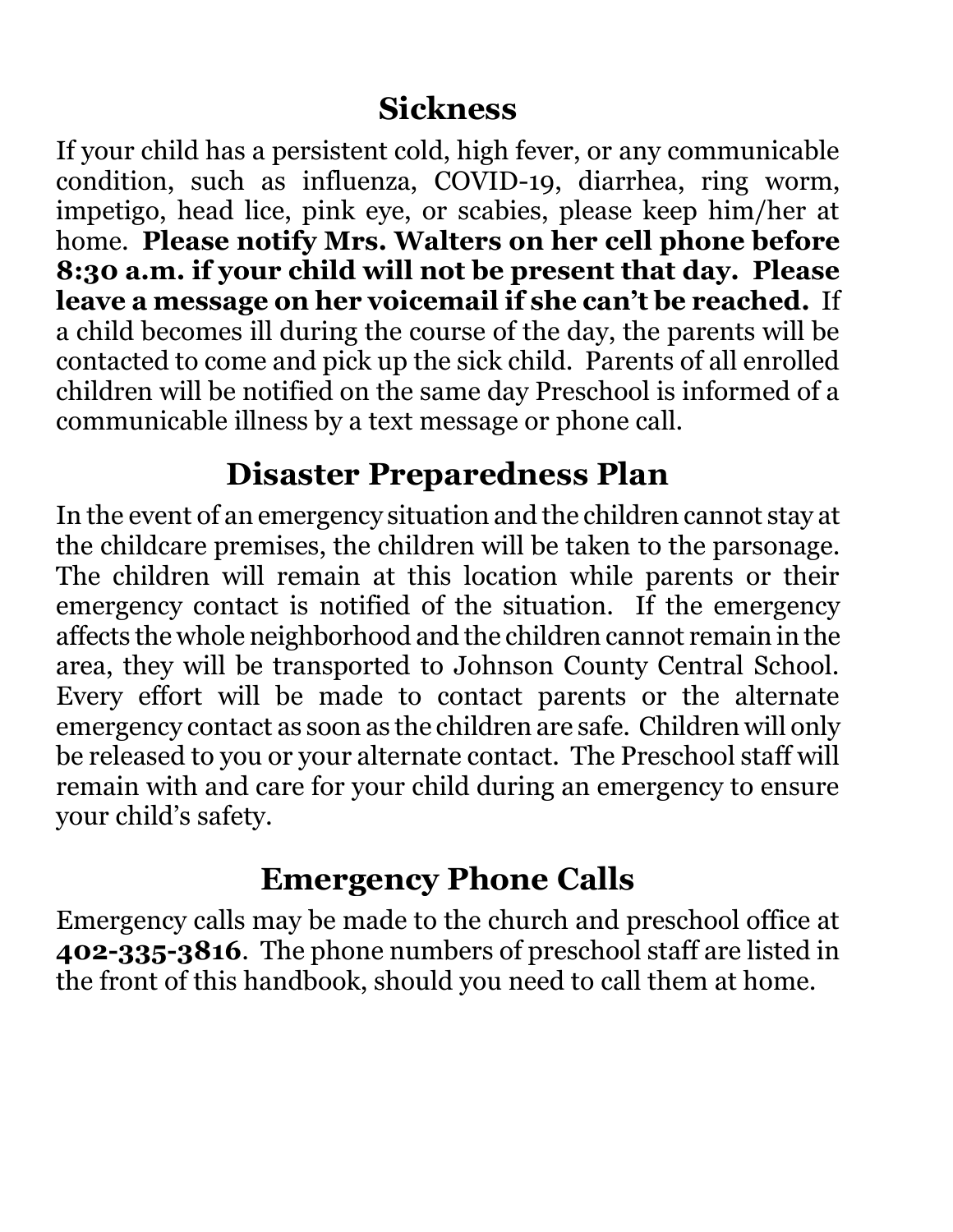## Sickness

If your child has a persistent cold, high fever, or any communicable condition, such as influenza, COVID-19, diarrhea, ring worm, impetigo, head lice, pink eye, or scabies, please keep him/her at home. **Please notify Mrs. Walters on her cell phone before 8:30 a.m. if your child will not be present that day. Please leave a message on her voicemail if she can't be reached.** If a child becomes ill during the course of the day, the parents will be contacted to come and pick up the sick child. Parents of all enrolled children will be notified on the same day Preschool is informed of a communicable illness by a text message or phone call.

## Disaster Preparedness Plan

In the event of an emergency situation and the children cannot stay at the childcare premises, the children will be taken to the parsonage. The children will remain at this location while parents or their emergency contact is notified of the situation. If the emergency affects the whole neighborhood and the children cannot remain in the area, they will be transported to Johnson County Central School. Every effort will be made to contact parents or the alternate emergency contact as soon as the children are safe. Children will only be released to you or your alternate contact. The Preschool staff will remain with and care for your child during an emergency to ensure your child's safety.

## Emergency Phone Calls

Emergency calls may be made to the church and preschool office at **402-335-3816**. The phone numbers of preschool staff are listed in the front of this handbook, should you need to call them at home.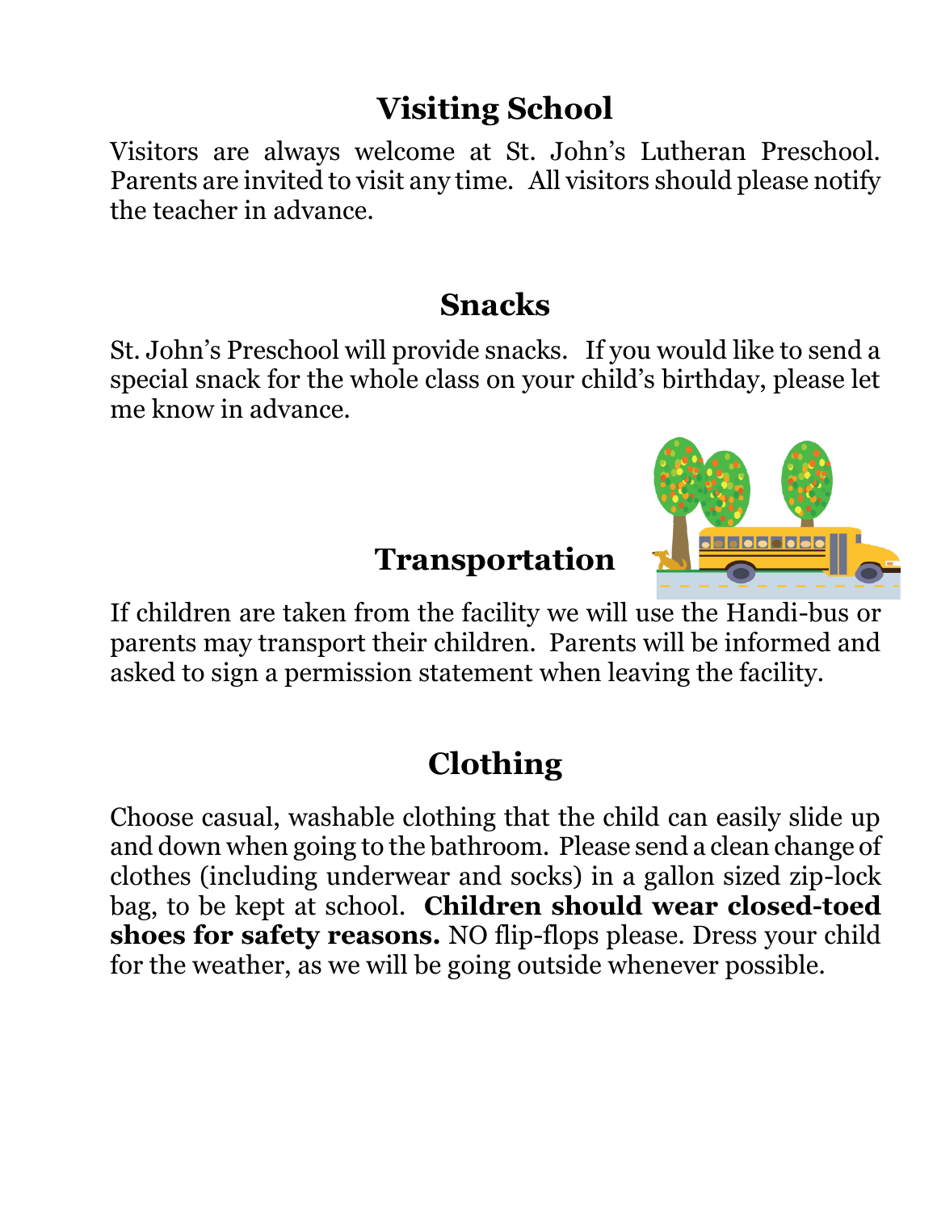## Visiting School

Visitors are always welcome at St. John's Lutheran Preschool. Parents are invited to visit any time. All visitors should please notify the teacher in advance.

## Snacks

St. John's Preschool will provide snacks. If you would like to send a special snack for the whole class on your child's birthday, please let me know in advance.

## Transportation

If children are taken from the facility we will use the Handi-bus or parents may transport their children. Parents will be informed and asked to sign a permission statement when leaving the facility.

## Clothing

Choose casual, washable clothing that the child can easily slide up and down when going to the bathroom. Please send a clean change of clothes (including underwear and socks) in a gallon sized zip-lock bag, to be kept at school. **Children should wear closed-toed shoes for safety reasons.** NO flip-flops please. Dress your child for the weather, as we will be going outside whenever possible.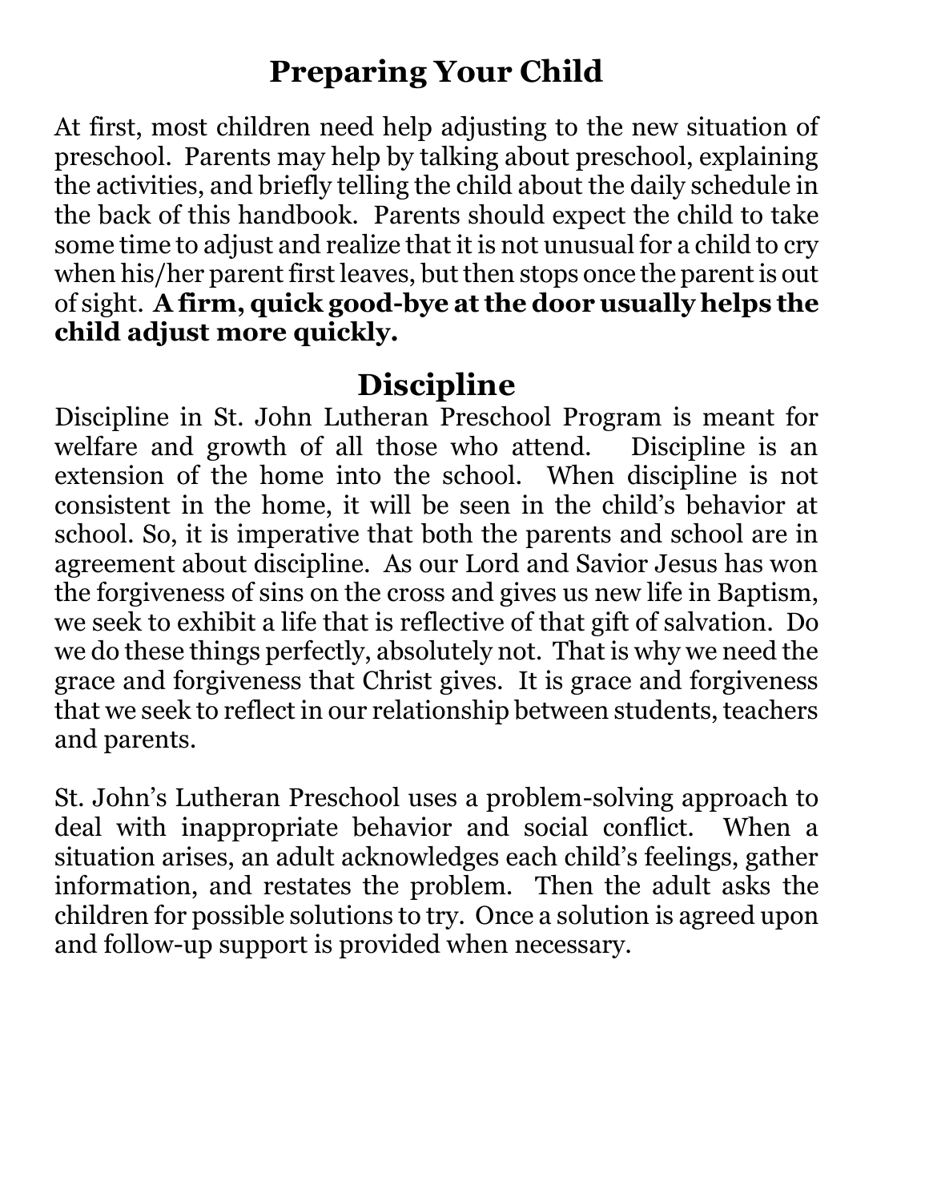## Preparing Your Child

At first, most children need help adjusting to the new situation of preschool. Parents may help by talking about preschool, explaining the activities, and briefly telling the child about the daily schedule in the back of this handbook. Parents should expect the child to take some time to adjust and realize that it is not unusual for a child to cry when his/her parent first leaves, but then stops once the parent is out of sight. **A firm, quick good-bye at the door usually helps the child adjust more quickly.**

## Discipline

Discipline in St. John Lutheran Preschool Program is meant for welfare and growth of all those who attend. Discipline is an extension of the home into the school. When discipline is not consistent in the home, it will be seen in the child's behavior at school. So, it is imperative that both the parents and school are in agreement about discipline. As our Lord and Savior Jesus has won the forgiveness of sins on the cross and gives us new life in Baptism, we seek to exhibit a life that is reflective of that gift of salvation. Do we do these things perfectly, absolutely not. That is why we need the grace and forgiveness that Christ gives. It is grace and forgiveness that we seek to reflect in our relationship between students, teachers and parents.

St. John's Lutheran Preschool uses a problem-solving approach to deal with inappropriate behavior and social conflict. When a situation arises, an adult acknowledges each child's feelings, gather information, and restates the problem. Then the adult asks the children for possible solutions to try. Once a solution is agreed upon and follow-up support is provided when necessary.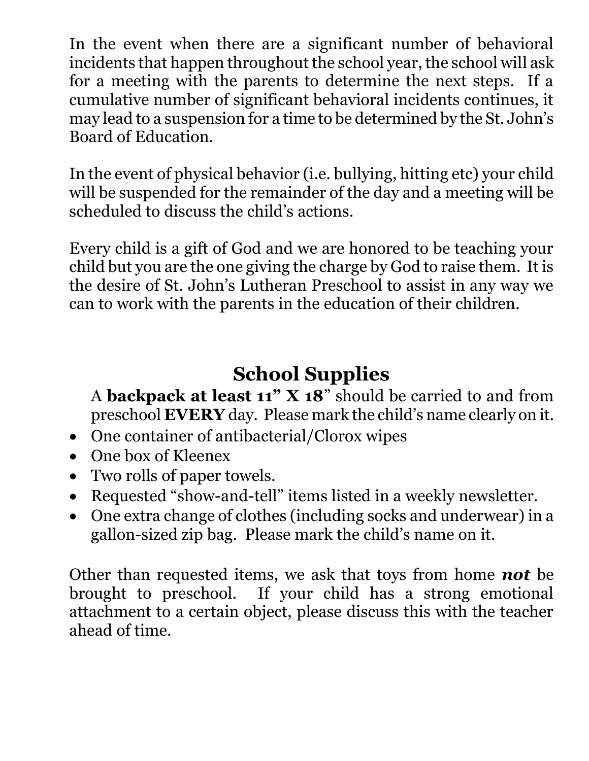In the event when there are a significant number of behavioral incidents that happen throughout the school year, the school will ask for a meeting with the parents to determine the next steps. If a cumulative number of significant behavioral incidents continues, it may lead to a suspension for a time to be determined by the St. John's Board of Education.

In the event of physical behavior (i.e. bullying, hitting etc) your child will be suspended for the remainder of the day and a meeting will be scheduled to discuss the child's actions.

Every child is a gift of God and we are honored to be teaching your child but you are the one giving the charge by God to raise them. It is the desire of St. John's Lutheran Preschool to assist in any way we can to work with the parents in the education of their children.

## School Supplies

A **backpack at least 11" X 18**" should be carried to and from preschool **EVERY** day. Please mark the child's name clearly on it.

- One container of antibacterial/Clorox wipes
- One box of Kleenex
- Two rolls of paper towels.
- Requested "show-and-tell" items listed in a weekly newsletter.
- One extra change of clothes (including socks and underwear) in a gallon-sized zip bag. Please mark the child's name on it.

Other than requested items, we ask that toys from home ***not*** be brought to preschool. If your child has a strong emotional attachment to a certain object, please discuss this with the teacher ahead of time.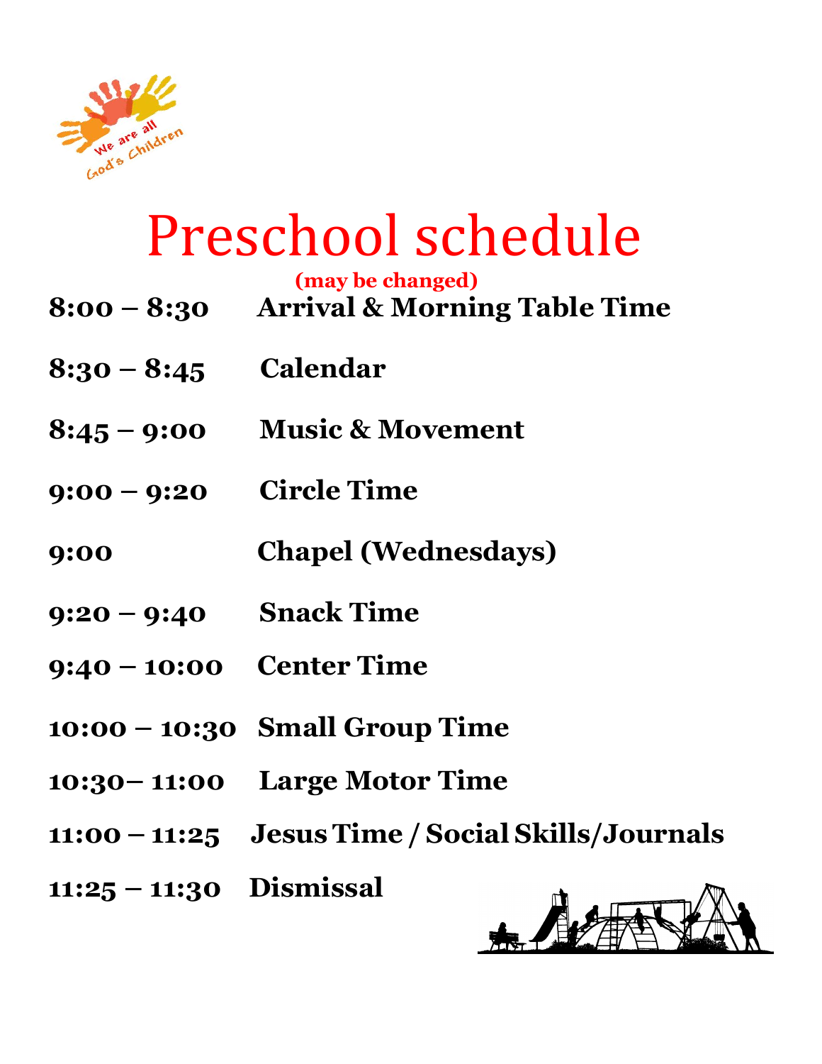# Preschool schedule

**(may be changed)**

| | |
|---|---|
| **8:00 – 8:30** | **Arrival & Morning Table Time** |
| **8:30 – 8:45** | **Calendar** |
| **8:45 – 9:00** | **Music & Movement** |
| **9:00 – 9:20** | **Circle Time** |
| **9:00** | **Chapel (Wednesdays)** |
| **9:20 – 9:40** | **Snack Time** |
| **9:40 – 10:00** | **Center Time** |
| **10:00 – 10:30** | **Small Group Time** |
| **10:30– 11:00** | **Large Motor Time** |
| **11:00 – 11:25** | **Jesus Time / Social Skills/Journals** |
| **11:25 – 11:30** | **Dismissal** |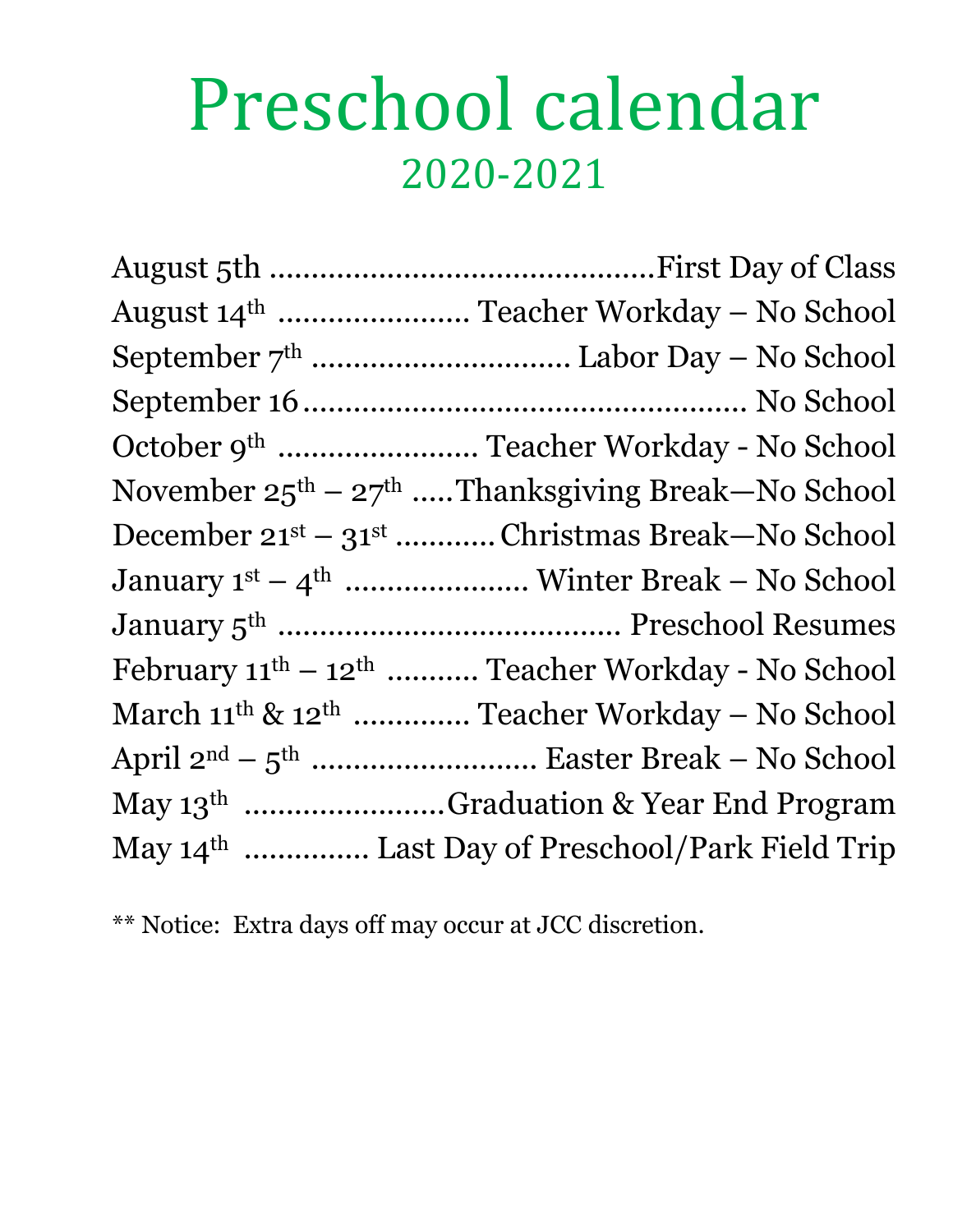# Preschool calendar

## 2020-2021

| Date | Event |
|---|---|
| August 5th | First Day of Class |
| August 14th | Teacher Workday – No School |
| September 7th | Labor Day – No School |
| September 16 | No School |
| October 9th | Teacher Workday - No School |
| November 25th – 27th | Thanksgiving Break—No School |
| December 21st – 31st | Christmas Break—No School |
| January 1st – 4th | Winter Break – No School |
| January 5th | Preschool Resumes |
| February 11th – 12th | Teacher Workday - No School |
| March 11th & 12th | Teacher Workday – No School |
| April 2nd – 5th | Easter Break – No School |
| May 13th | Graduation & Year End Program |
| May 14th | Last Day of Preschool/Park Field Trip |

** Notice: Extra days off may occur at JCC discretion.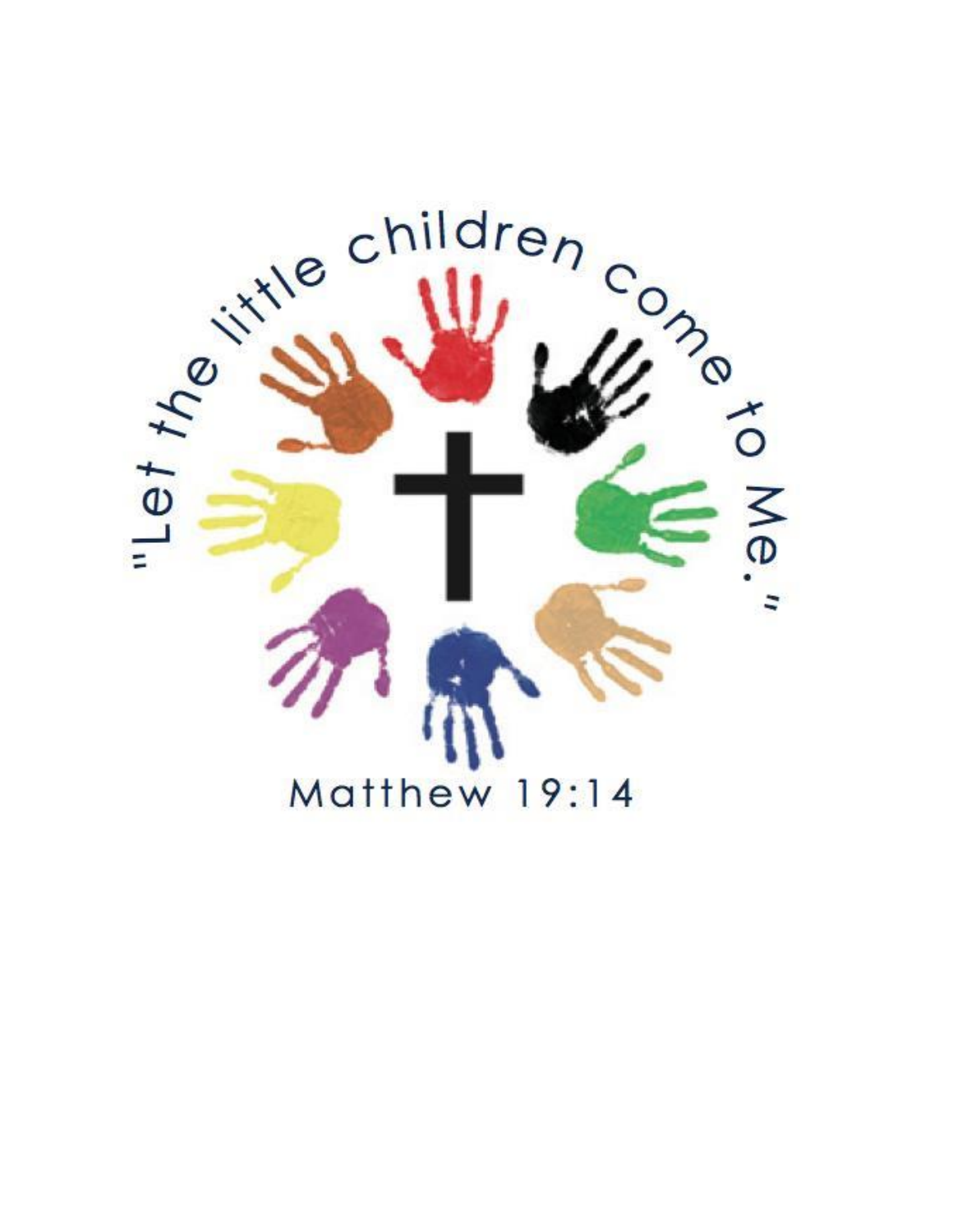"Let the little children come to Me."

Matthew 19:14